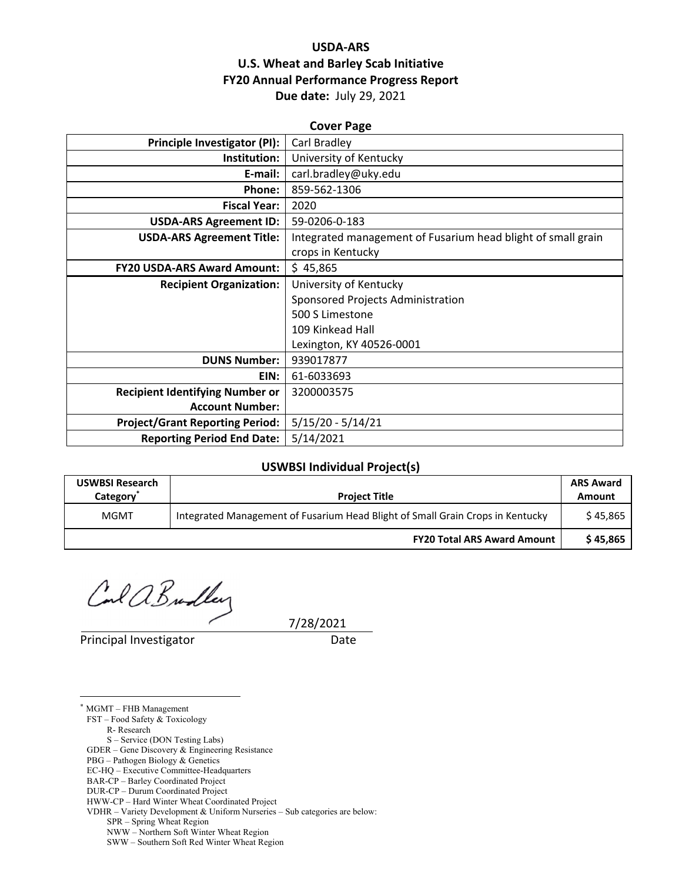# USDA-ARS
# U.S. Wheat and Barley Scab Initiative
# FY20 Annual Performance Progress Report

**Due date:** July 29, 2021

## Cover Page

| | |
|---|---|
| **Principle Investigator (PI):** | Carl Bradley |
| **Institution:** | University of Kentucky |
| **E-mail:** | carl.bradley@uky.edu |
| **Phone:** | 859-562-1306 |
| **Fiscal Year:** | 2020 |
| **USDA-ARS Agreement ID:** | 59-0206-0-183 |
| **USDA-ARS Agreement Title:** | Integrated management of Fusarium head blight of small grain crops in Kentucky |
| **FY20 USDA-ARS Award Amount:** | $ 45,865 |
| **Recipient Organization:** | University of Kentucky<br>Sponsored Projects Administration<br>500 S Limestone<br>109 Kinkead Hall<br>Lexington, KY 40526-0001 |
| **DUNS Number:** | 939017877 |
| **EIN:** | 61-6033693 |
| **Recipient Identifying Number or Account Number:** | 3200003575 |
| **Project/Grant Reporting Period:** | 5/15/20 - 5/14/21 |
| **Reporting Period End Date:** | 5/14/2021 |

## USWBSI Individual Project(s)

| USWBSI Research Category* | Project Title | ARS Award Amount |
|---|---|---|
| MGMT | Integrated Management of Fusarium Head Blight of Small Grain Crops in Kentucky | $ 45,865 |
| | **FY20 Total ARS Award Amount** | **$ 45,865** |

Principal Investigator — Date: 7/28/2021

---

\* MGMT – FHB Management
FST – Food Safety & Toxicology
- R- Research
- S – Service (DON Testing Labs)

GDER – Gene Discovery & Engineering Resistance
PBG – Pathogen Biology & Genetics
EC-HQ – Executive Committee-Headquarters
BAR-CP – Barley Coordinated Project
DUR-CP – Durum Coordinated Project
HWW-CP – Hard Winter Wheat Coordinated Project
VDHR – Variety Development & Uniform Nurseries – Sub categories are below:
- SPR – Spring Wheat Region
- NWW – Northern Soft Winter Wheat Region
- SWW – Southern Soft Red Winter Wheat Region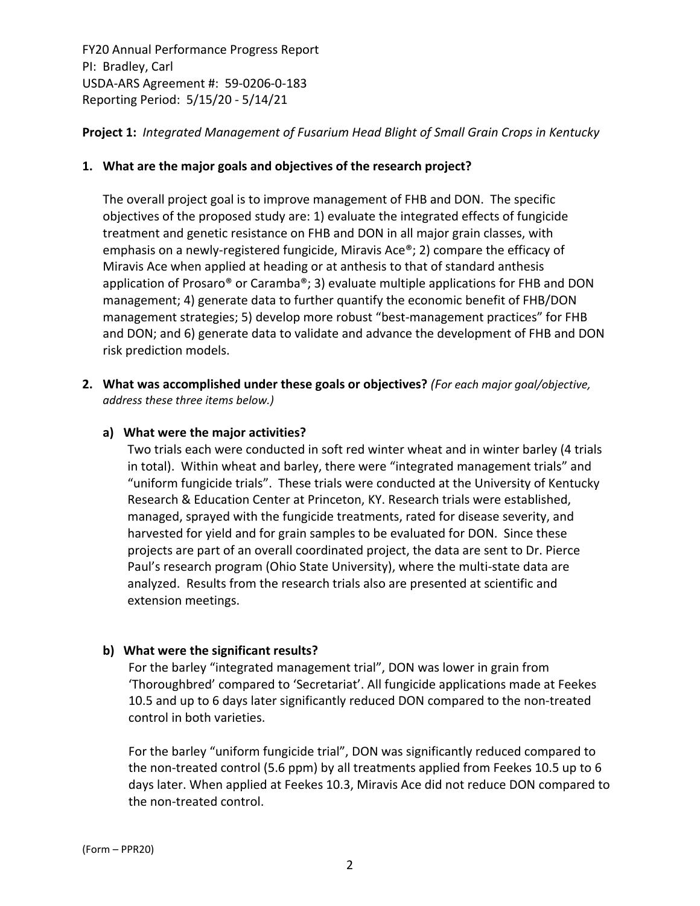FY20 Annual Performance Progress Report
PI: Bradley, Carl
USDA-ARS Agreement #: 59-0206-0-183
Reporting Period: 5/15/20 - 5/14/21

**Project 1:** *Integrated Management of Fusarium Head Blight of Small Grain Crops in Kentucky*

**1. What are the major goals and objectives of the research project?**

The overall project goal is to improve management of FHB and DON. The specific objectives of the proposed study are: 1) evaluate the integrated effects of fungicide treatment and genetic resistance on FHB and DON in all major grain classes, with emphasis on a newly-registered fungicide, Miravis Ace®; 2) compare the efficacy of Miravis Ace when applied at heading or at anthesis to that of standard anthesis application of Prosaro® or Caramba®; 3) evaluate multiple applications for FHB and DON management; 4) generate data to further quantify the economic benefit of FHB/DON management strategies; 5) develop more robust "best-management practices" for FHB and DON; and 6) generate data to validate and advance the development of FHB and DON risk prediction models.

**2. What was accomplished under these goals or objectives?** *(For each major goal/objective, address these three items below.)*

**a) What were the major activities?**

Two trials each were conducted in soft red winter wheat and in winter barley (4 trials in total). Within wheat and barley, there were "integrated management trials" and "uniform fungicide trials". These trials were conducted at the University of Kentucky Research & Education Center at Princeton, KY. Research trials were established, managed, sprayed with the fungicide treatments, rated for disease severity, and harvested for yield and for grain samples to be evaluated for DON. Since these projects are part of an overall coordinated project, the data are sent to Dr. Pierce Paul's research program (Ohio State University), where the multi-state data are analyzed. Results from the research trials also are presented at scientific and extension meetings.

**b) What were the significant results?**

For the barley "integrated management trial", DON was lower in grain from 'Thoroughbred' compared to 'Secretariat'. All fungicide applications made at Feekes 10.5 and up to 6 days later significantly reduced DON compared to the non-treated control in both varieties.

For the barley "uniform fungicide trial", DON was significantly reduced compared to the non-treated control (5.6 ppm) by all treatments applied from Feekes 10.5 up to 6 days later. When applied at Feekes 10.3, Miravis Ace did not reduce DON compared to the non-treated control.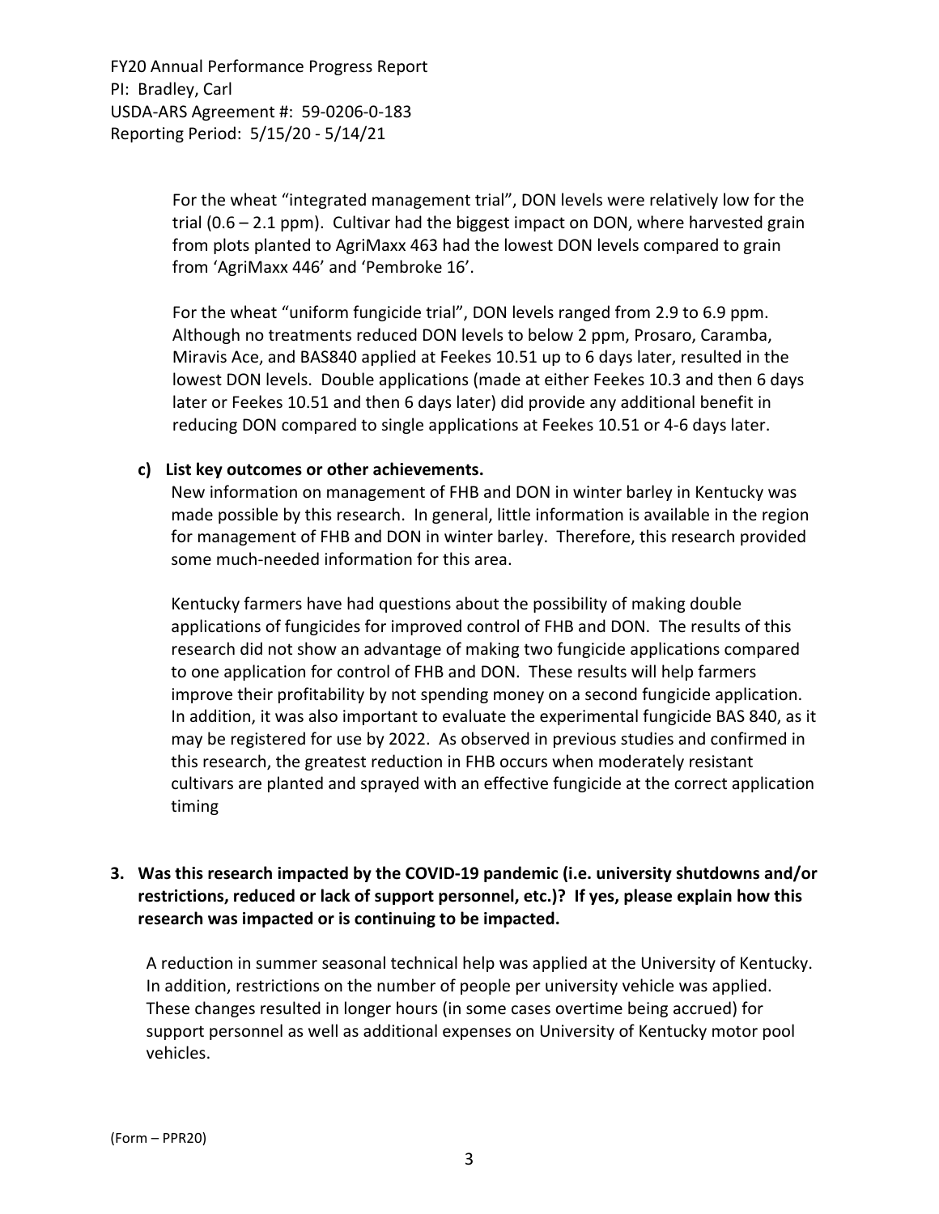For the wheat “integrated management trial”, DON levels were relatively low for the trial (0.6 – 2.1 ppm). Cultivar had the biggest impact on DON, where harvested grain from plots planted to AgriMaxx 463 had the lowest DON levels compared to grain from ‘AgriMaxx 446’ and ‘Pembroke 16’.

For the wheat “uniform fungicide trial”, DON levels ranged from 2.9 to 6.9 ppm. Although no treatments reduced DON levels to below 2 ppm, Prosaro, Caramba, Miravis Ace, and BAS840 applied at Feekes 10.51 up to 6 days later, resulted in the lowest DON levels. Double applications (made at either Feekes 10.3 and then 6 days later or Feekes 10.51 and then 6 days later) did provide any additional benefit in reducing DON compared to single applications at Feekes 10.51 or 4-6 days later.

**c) List key outcomes or other achievements.**

New information on management of FHB and DON in winter barley in Kentucky was made possible by this research. In general, little information is available in the region for management of FHB and DON in winter barley. Therefore, this research provided some much-needed information for this area.

Kentucky farmers have had questions about the possibility of making double applications of fungicides for improved control of FHB and DON. The results of this research did not show an advantage of making two fungicide applications compared to one application for control of FHB and DON. These results will help farmers improve their profitability by not spending money on a second fungicide application. In addition, it was also important to evaluate the experimental fungicide BAS 840, as it may be registered for use by 2022. As observed in previous studies and confirmed in this research, the greatest reduction in FHB occurs when moderately resistant cultivars are planted and sprayed with an effective fungicide at the correct application timing

**3. Was this research impacted by the COVID-19 pandemic (i.e. university shutdowns and/or restrictions, reduced or lack of support personnel, etc.)? If yes, please explain how this research was impacted or is continuing to be impacted.**

A reduction in summer seasonal technical help was applied at the University of Kentucky. In addition, restrictions on the number of people per university vehicle was applied. These changes resulted in longer hours (in some cases overtime being accrued) for support personnel as well as additional expenses on University of Kentucky motor pool vehicles.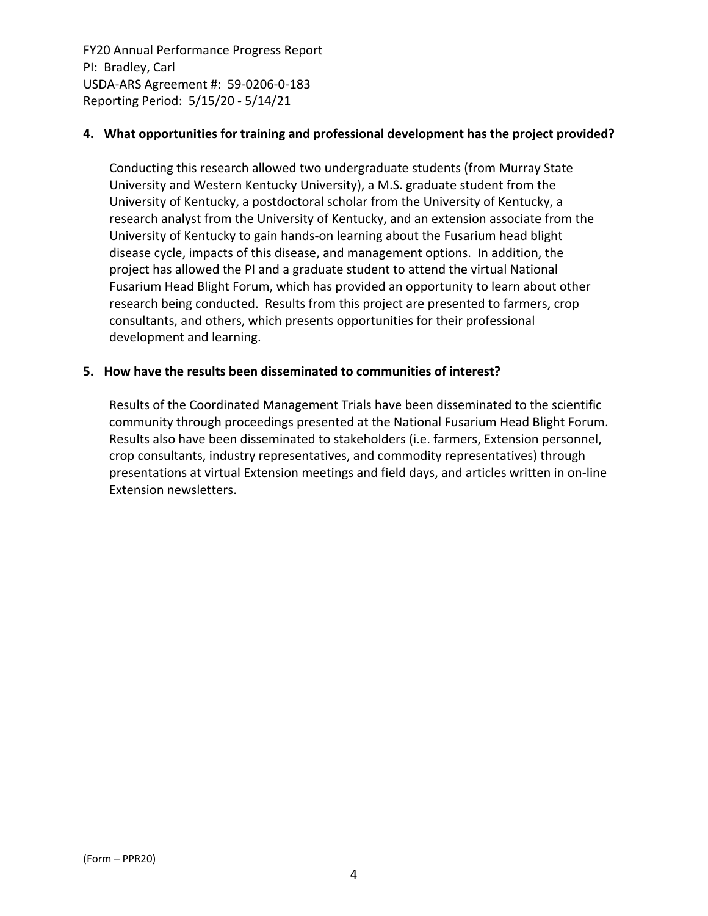**4. What opportunities for training and professional development has the project provided?**

Conducting this research allowed two undergraduate students (from Murray State University and Western Kentucky University), a M.S. graduate student from the University of Kentucky, a postdoctoral scholar from the University of Kentucky, a research analyst from the University of Kentucky, and an extension associate from the University of Kentucky to gain hands-on learning about the Fusarium head blight disease cycle, impacts of this disease, and management options. In addition, the project has allowed the PI and a graduate student to attend the virtual National Fusarium Head Blight Forum, which has provided an opportunity to learn about other research being conducted. Results from this project are presented to farmers, crop consultants, and others, which presents opportunities for their professional development and learning.

**5. How have the results been disseminated to communities of interest?**

Results of the Coordinated Management Trials have been disseminated to the scientific community through proceedings presented at the National Fusarium Head Blight Forum. Results also have been disseminated to stakeholders (i.e. farmers, Extension personnel, crop consultants, industry representatives, and commodity representatives) through presentations at virtual Extension meetings and field days, and articles written in on-line Extension newsletters.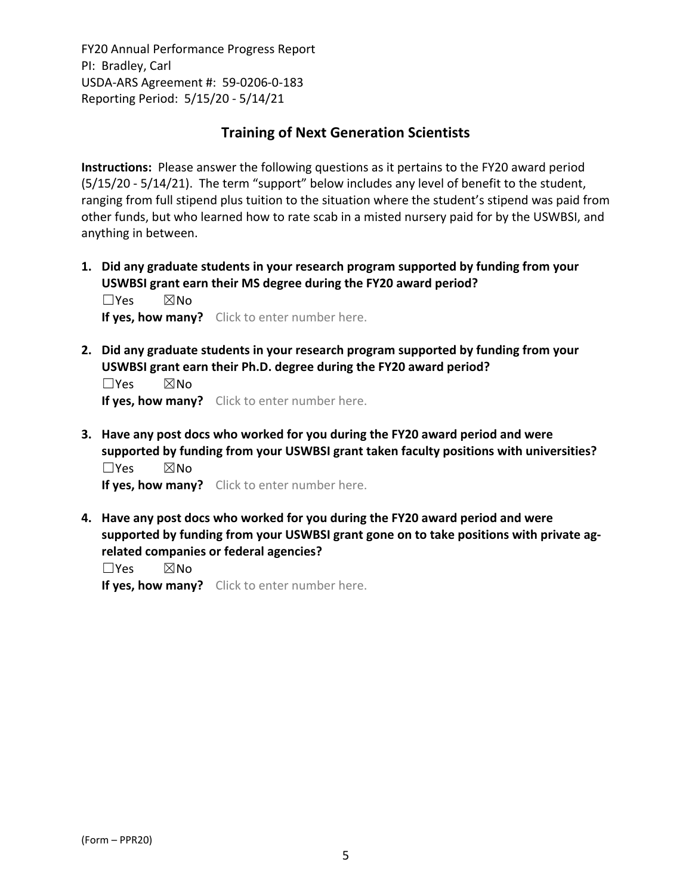## Training of Next Generation Scientists

**Instructions:** Please answer the following questions as it pertains to the FY20 award period (5/15/20 - 5/14/21). The term "support" below includes any level of benefit to the student, ranging from full stipend plus tuition to the situation where the student's stipend was paid from other funds, but who learned how to rate scab in a misted nursery paid for by the USWBSI, and anything in between.

1. **Did any graduate students in your research program supported by funding from your USWBSI grant earn their MS degree during the FY20 award period?**
   ☐Yes ☒No
   **If yes, how many?** Click to enter number here.

2. **Did any graduate students in your research program supported by funding from your USWBSI grant earn their Ph.D. degree during the FY20 award period?**
   ☐Yes ☒No
   **If yes, how many?** Click to enter number here.

3. **Have any post docs who worked for you during the FY20 award period and were supported by funding from your USWBSI grant taken faculty positions with universities?**
   ☐Yes ☒No
   **If yes, how many?** Click to enter number here.

4. **Have any post docs who worked for you during the FY20 award period and were supported by funding from your USWBSI grant gone on to take positions with private ag-related companies or federal agencies?**
   ☐Yes ☒No
   **If yes, how many?** Click to enter number here.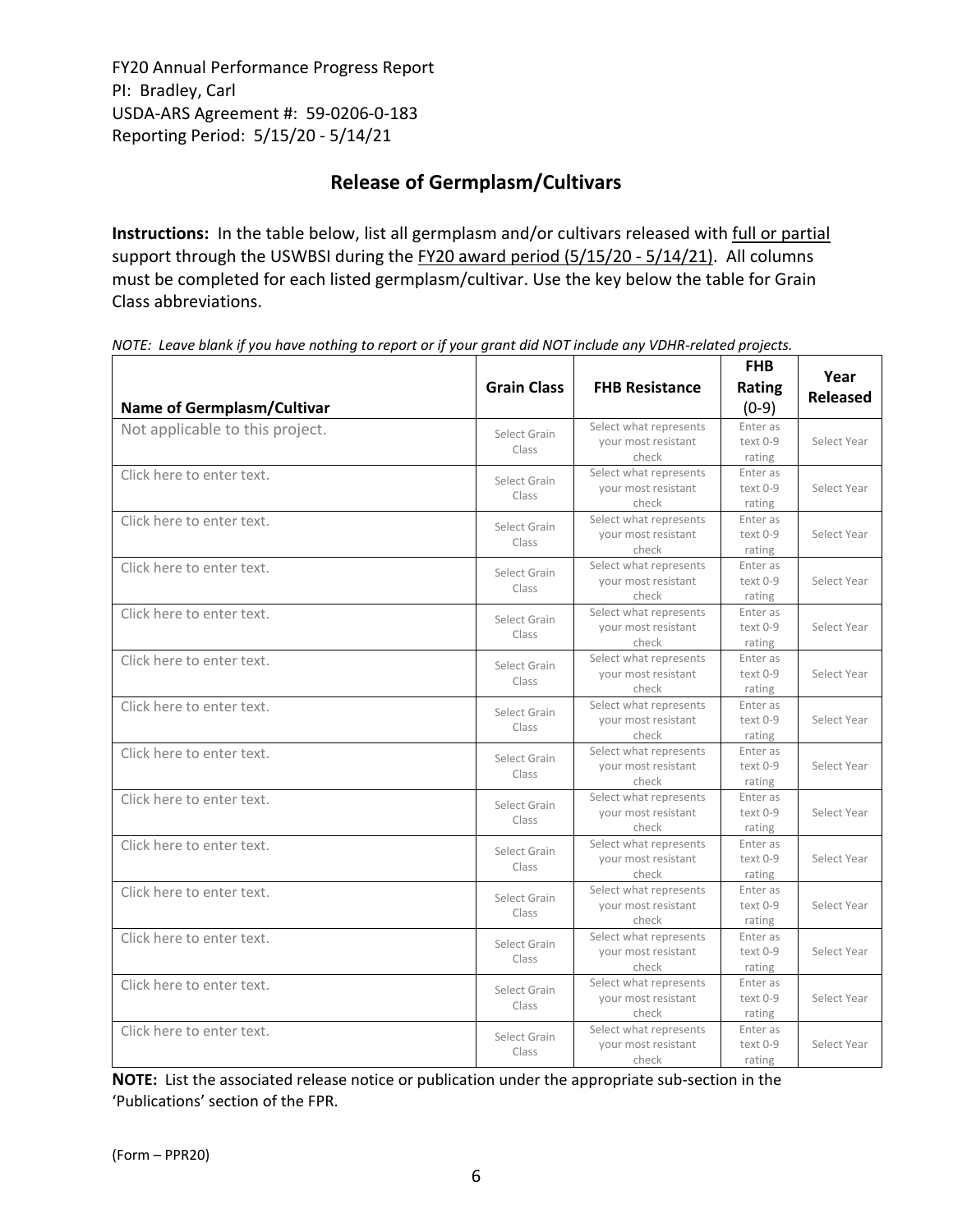FY20 Annual Performance Progress Report
PI: Bradley, Carl
USDA-ARS Agreement #: 59-0206-0-183
Reporting Period: 5/15/20 - 5/14/21

## Release of Germplasm/Cultivars

**Instructions:** In the table below, list all germplasm and/or cultivars released with full or partial support through the USWBSI during the FY20 award period (5/15/20 - 5/14/21). All columns must be completed for each listed germplasm/cultivar. Use the key below the table for Grain Class abbreviations.

*NOTE: Leave blank if you have nothing to report or if your grant did NOT include any VDHR-related projects.*

| Name of Germplasm/Cultivar | Grain Class | FHB Resistance | FHB Rating (0-9) | Year Released |
|---|---|---|---|---|
| Not applicable to this project. | Select Grain Class | Select what represents your most resistant check | Enter as text 0-9 rating | Select Year |
| Click here to enter text. | Select Grain Class | Select what represents your most resistant check | Enter as text 0-9 rating | Select Year |
| Click here to enter text. | Select Grain Class | Select what represents your most resistant check | Enter as text 0-9 rating | Select Year |
| Click here to enter text. | Select Grain Class | Select what represents your most resistant check | Enter as text 0-9 rating | Select Year |
| Click here to enter text. | Select Grain Class | Select what represents your most resistant check | Enter as text 0-9 rating | Select Year |
| Click here to enter text. | Select Grain Class | Select what represents your most resistant check | Enter as text 0-9 rating | Select Year |
| Click here to enter text. | Select Grain Class | Select what represents your most resistant check | Enter as text 0-9 rating | Select Year |
| Click here to enter text. | Select Grain Class | Select what represents your most resistant check | Enter as text 0-9 rating | Select Year |
| Click here to enter text. | Select Grain Class | Select what represents your most resistant check | Enter as text 0-9 rating | Select Year |
| Click here to enter text. | Select Grain Class | Select what represents your most resistant check | Enter as text 0-9 rating | Select Year |
| Click here to enter text. | Select Grain Class | Select what represents your most resistant check | Enter as text 0-9 rating | Select Year |
| Click here to enter text. | Select Grain Class | Select what represents your most resistant check | Enter as text 0-9 rating | Select Year |
| Click here to enter text. | Select Grain Class | Select what represents your most resistant check | Enter as text 0-9 rating | Select Year |
| Click here to enter text. | Select Grain Class | Select what represents your most resistant check | Enter as text 0-9 rating | Select Year |

**NOTE:** List the associated release notice or publication under the appropriate sub-section in the 'Publications' section of the FPR.

(Form – PPR20)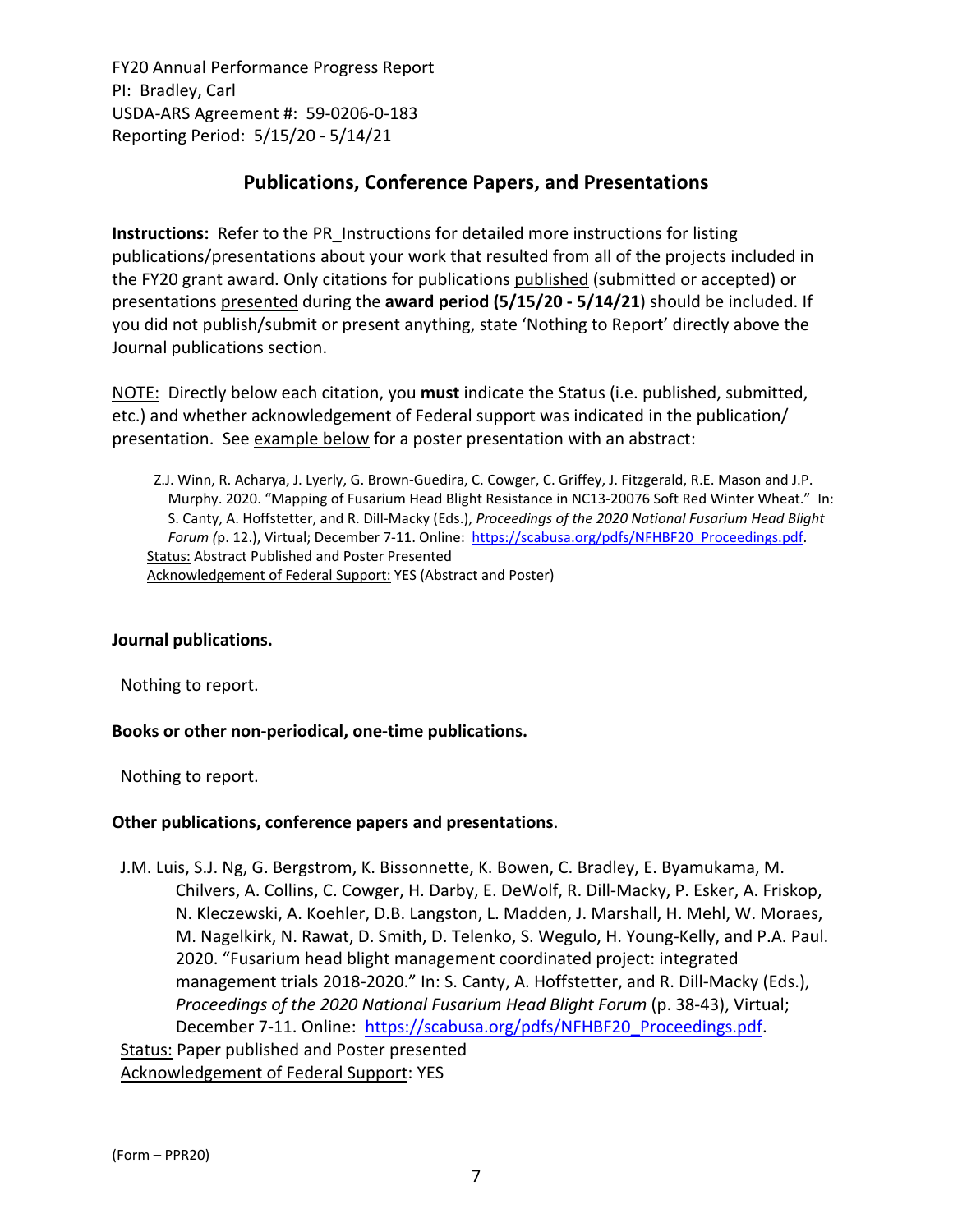FY20 Annual Performance Progress Report
PI: Bradley, Carl
USDA-ARS Agreement #: 59-0206-0-183
Reporting Period: 5/15/20 - 5/14/21

## Publications, Conference Papers, and Presentations

**Instructions:** Refer to the PR_Instructions for detailed more instructions for listing publications/presentations about your work that resulted from all of the projects included in the FY20 grant award. Only citations for publications published (submitted or accepted) or presentations presented during the **award period (5/15/20 - 5/14/21**) should be included. If you did not publish/submit or present anything, state 'Nothing to Report' directly above the Journal publications section.

NOTE: Directly below each citation, you **must** indicate the Status (i.e. published, submitted, etc.) and whether acknowledgement of Federal support was indicated in the publication/ presentation. See example below for a poster presentation with an abstract:

> Z.J. Winn, R. Acharya, J. Lyerly, G. Brown-Guedira, C. Cowger, C. Griffey, J. Fitzgerald, R.E. Mason and J.P. Murphy. 2020. "Mapping of Fusarium Head Blight Resistance in NC13-20076 Soft Red Winter Wheat." In: S. Canty, A. Hoffstetter, and R. Dill-Macky (Eds.), *Proceedings of the 2020 National Fusarium Head Blight Forum (*p. 12.), Virtual; December 7-11. Online: https://scabusa.org/pdfs/NFHBF20_Proceedings.pdf.
> Status: Abstract Published and Poster Presented
> Acknowledgement of Federal Support: YES (Abstract and Poster)

**Journal publications.**

Nothing to report.

**Books or other non-periodical, one-time publications.**

Nothing to report.

**Other publications, conference papers and presentations**.

J.M. Luis, S.J. Ng, G. Bergstrom, K. Bissonnette, K. Bowen, C. Bradley, E. Byamukama, M. Chilvers, A. Collins, C. Cowger, H. Darby, E. DeWolf, R. Dill-Macky, P. Esker, A. Friskop, N. Kleczewski, A. Koehler, D.B. Langston, L. Madden, J. Marshall, H. Mehl, W. Moraes, M. Nagelkirk, N. Rawat, D. Smith, D. Telenko, S. Wegulo, H. Young-Kelly, and P.A. Paul. 2020. "Fusarium head blight management coordinated project: integrated management trials 2018-2020." In: S. Canty, A. Hoffstetter, and R. Dill-Macky (Eds.), *Proceedings of the 2020 National Fusarium Head Blight Forum* (p. 38-43), Virtual; December 7-11. Online: https://scabusa.org/pdfs/NFHBF20_Proceedings.pdf.
Status: Paper published and Poster presented
Acknowledgement of Federal Support: YES

(Form – PPR20)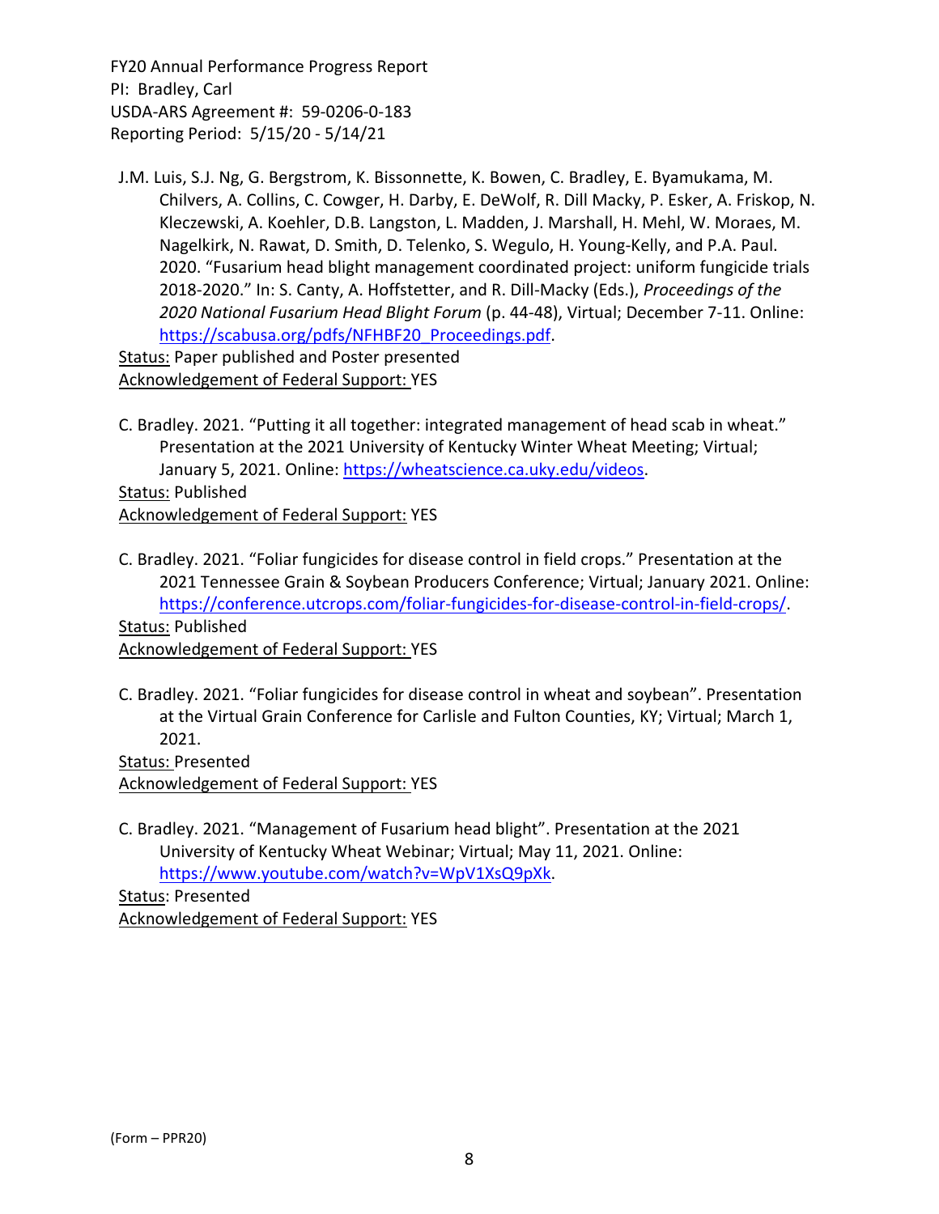J.M. Luis, S.J. Ng, G. Bergstrom, K. Bissonnette, K. Bowen, C. Bradley, E. Byamukama, M. Chilvers, A. Collins, C. Cowger, H. Darby, E. DeWolf, R. Dill Macky, P. Esker, A. Friskop, N. Kleczewski, A. Koehler, D.B. Langston, L. Madden, J. Marshall, H. Mehl, W. Moraes, M. Nagelkirk, N. Rawat, D. Smith, D. Telenko, S. Wegulo, H. Young-Kelly, and P.A. Paul. 2020. "Fusarium head blight management coordinated project: uniform fungicide trials 2018-2020." In: S. Canty, A. Hoffstetter, and R. Dill-Macky (Eds.), *Proceedings of the 2020 National Fusarium Head Blight Forum* (p. 44-48), Virtual; December 7-11. Online: https://scabusa.org/pdfs/NFHBF20_Proceedings.pdf.

Status: Paper published and Poster presented

Acknowledgement of Federal Support: YES

C. Bradley. 2021. "Putting it all together: integrated management of head scab in wheat." Presentation at the 2021 University of Kentucky Winter Wheat Meeting; Virtual; January 5, 2021. Online: https://wheatscience.ca.uky.edu/videos.

Status: Published

Acknowledgement of Federal Support: YES

C. Bradley. 2021. "Foliar fungicides for disease control in field crops." Presentation at the 2021 Tennessee Grain & Soybean Producers Conference; Virtual; January 2021. Online: https://conference.utcrops.com/foliar-fungicides-for-disease-control-in-field-crops/.

Status: Published

Acknowledgement of Federal Support: YES

C. Bradley. 2021. "Foliar fungicides for disease control in wheat and soybean". Presentation at the Virtual Grain Conference for Carlisle and Fulton Counties, KY; Virtual; March 1, 2021.

Status: Presented

Acknowledgement of Federal Support: YES

C. Bradley. 2021. "Management of Fusarium head blight". Presentation at the 2021 University of Kentucky Wheat Webinar; Virtual; May 11, 2021. Online: https://www.youtube.com/watch?v=WpV1XsQ9pXk.

Status: Presented

Acknowledgement of Federal Support: YES